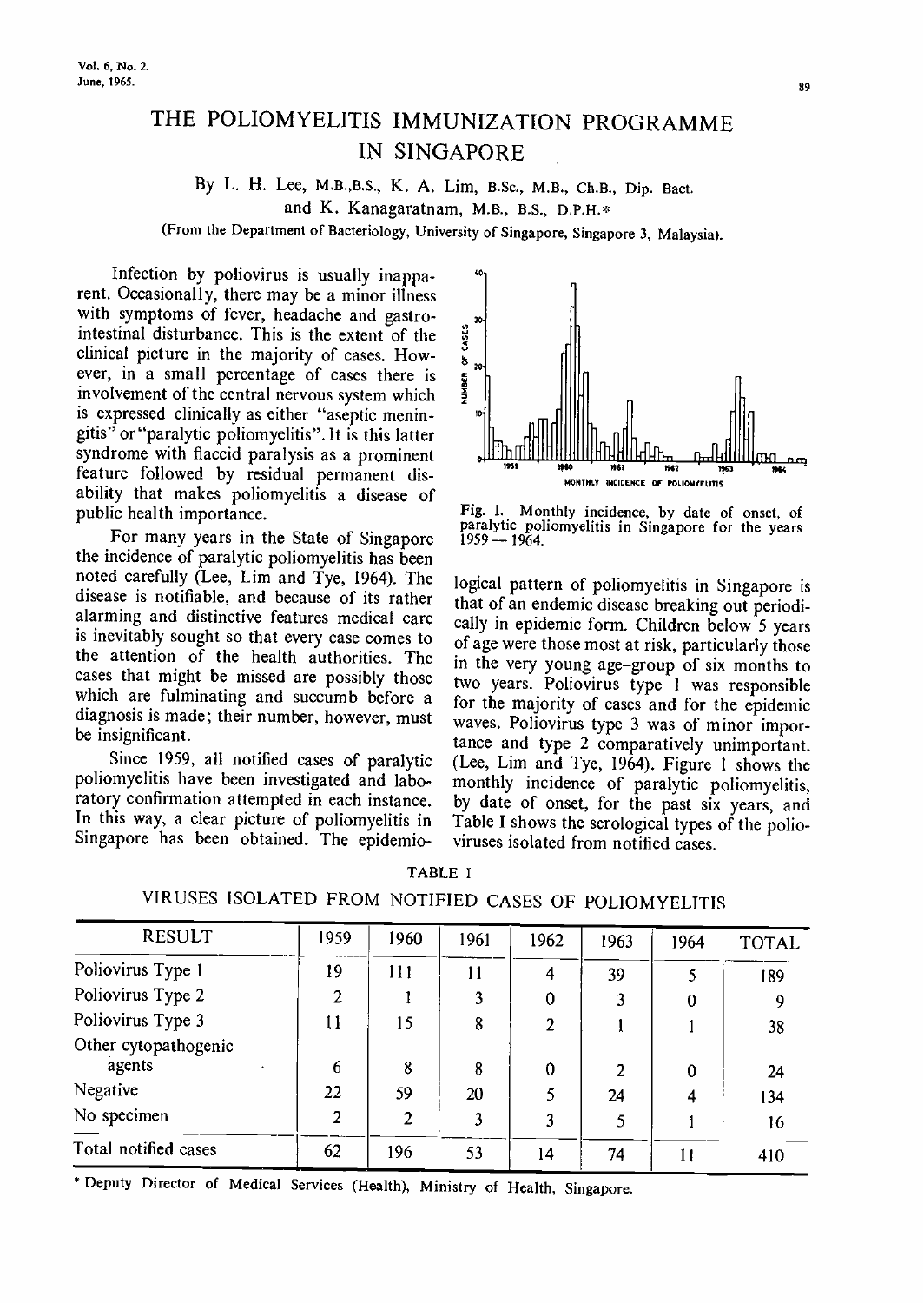# THE POLIOMYELITIS IMMUNIZATION PROGRAMME IN SINGAPORE

By L. H. Lee, M.B.,B.S., K. A. Lim, B.Sc., M.B., Ch.B., Dip. Bact. and K. Kanagaratnam, M.B., B.S., D.P.H.*

(From the Department of Bacteriology, University of Singapore, Singapore 3, Malaysia).

Infection by poliovirus is usually inapparent. Occasionally, there may be a minor illness with symptoms of fever, headache and gastro-intestinal disturbance. This is the extent of the clinical picture in the majority of cases. However, in a small percentage of cases there is involvement of the central nervous system which is expressed clinically as either "aseptic meningitis" or "paralytic poliomyelitis". It is this latter syndrome with flaccid paralysis as a prominent feature followed by residual permanent disability that makes poliomyelitis a disease of public health importance.

For many years in the State of Singapore the incidence of paralytic poliomyelitis has been noted carefully (Lee, Lim and Tye, 1964). The disease is notifiable, and because of its rather alarming and distinctive features medical care is inevitably sought so that every case comes to the attention of the health authorities. The cases that might be missed are possibly those which are fulminating and succumb before a diagnosis is made; their number, however, must be insignificant.

Since 1959, all notified cases of paralytic poliomyelitis have been investigated and laboratory confirmation attempted in each instance. In this way, a clear picture of poliomyelitis in Singapore has been obtained. The epidemiological pattern of poliomyelitis in Singapore is that of an endemic disease breaking out periodically in epidemic form. Children below 5 years of age were those most at risk, particularly those in the very young age-group of six months to two years. Poliovirus type 1 was responsible for the majority of cases and for the epidemic waves. Poliovirus type 3 was of minor importance and type 2 comparatively unimportant. (Lee, Lim and Tye, 1964). Figure 1 shows the monthly incidence of paralytic poliomyelitis, by date of onset, for the past six years, and Table I shows the serological types of the polioviruses isolated from notified cases.

Fig. 1. Monthly incidence, by date of onset, of paralytic poliomyelitis in Singapore for the years 1959 — 1964.

TABLE I

VIRUSES ISOLATED FROM NOTIFIED CASES OF POLIOMYELITIS

| RESULT | 1959 | 1960 | 1961 | 1962 | 1963 | 1964 | TOTAL |
|---|---|---|---|---|---|---|---|
| Poliovirus Type 1 | 19 | 111 | 11 | 4 | 39 | 5 | 189 |
| Poliovirus Type 2 | 2 | 1 | 3 | 0 | 3 | 0 | 9 |
| Poliovirus Type 3 | 11 | 15 | 8 | 2 | 1 | 1 | 38 |
| Other cytopathogenic agents | 6 | 8 | 8 | 0 | 2 | 0 | 24 |
| Negative | 22 | 59 | 20 | 5 | 24 | 4 | 134 |
| No specimen | 2 | 2 | 3 | 3 | 5 | 1 | 16 |
| Total notified cases | 62 | 196 | 53 | 14 | 74 | 11 | 410 |

\* Deputy Director of Medical Services (Health), Ministry of Health, Singapore.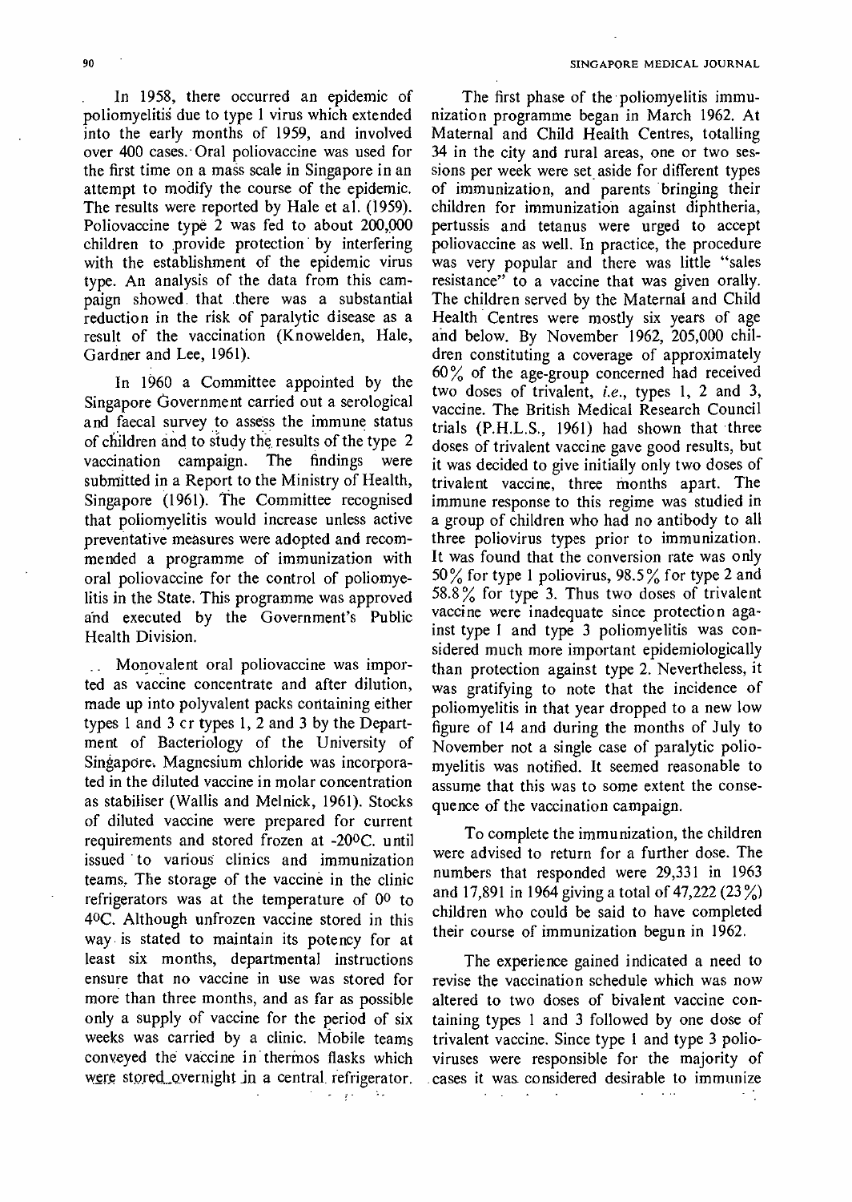In 1958, there occurred an epidemic of poliomyelitis due to type 1 virus which extended into the early months of 1959, and involved over 400 cases. Oral poliovaccine was used for the first time on a mass scale in Singapore in an attempt to modify the course of the epidemic. The results were reported by Hale et al. (1959). Poliovaccine type 2 was fed to about 200,000 children to provide protection by interfering with the establishment of the epidemic virus type. An analysis of the data from this campaign showed that there was a substantial reduction in the risk of paralytic disease as a result of the vaccination (Knowelden, Hale, Gardner and Lee, 1961).

In 1960 a Committee appointed by the Singapore Government carried out a serological and faecal survey to assess the immune status of children and to study the results of the type 2 vaccination campaign. The findings were submitted in a Report to the Ministry of Health, Singapore (1961). The Committee recognised that poliomyelitis would increase unless active preventative measures were adopted and recommended a programme of immunization with oral poliovaccine for the control of poliomyelitis in the State. This programme was approved and executed by the Government's Public Health Division.

Monovalent oral poliovaccine was imported as vaccine concentrate and after dilution, made up into polyvalent packs containing either types 1 and 3 or types 1, 2 and 3 by the Department of Bacteriology of the University of Singapore. Magnesium chloride was incorporated in the diluted vaccine in molar concentration as stabiliser (Wallis and Melnick, 1961). Stocks of diluted vaccine were prepared for current requirements and stored frozen at -20°C. until issued to various clinics and immunization teams. The storage of the vaccine in the clinic refrigerators was at the temperature of 0° to 4°C. Although unfrozen vaccine stored in this way is stated to maintain its potency for at least six months, departmental instructions ensure that no vaccine in use was stored for more than three months, and as far as possible only a supply of vaccine for the period of six weeks was carried by a clinic. Mobile teams conveyed the vaccine in thermos flasks which were stored overnight in a central refrigerator.

The first phase of the poliomyelitis immunization programme began in March 1962. At Maternal and Child Health Centres, totalling 34 in the city and rural areas, one or two sessions per week were set aside for different types of immunization, and parents bringing their children for immunization against diphtheria, pertussis and tetanus were urged to accept poliovaccine as well. In practice, the procedure was very popular and there was little "sales resistance" to a vaccine that was given orally. The children served by the Maternal and Child Health Centres were mostly six years of age and below. By November 1962, 205,000 children constituting a coverage of approximately 60% of the age-group concerned had received two doses of trivalent, *i.e.*, types 1, 2 and 3, vaccine. The British Medical Research Council trials (P.H.L.S., 1961) had shown that three doses of trivalent vaccine gave good results, but it was decided to give initially only two doses of trivalent vaccine, three months apart. The immune response to this regime was studied in a group of children who had no antibody to all three poliovirus types prior to immunization. It was found that the conversion rate was only 50% for type 1 poliovirus, 98.5% for type 2 and 58.8% for type 3. Thus two doses of trivalent vaccine were inadequate since protection against type 1 and type 3 poliomyelitis was considered much more important epidemiologically than protection against type 2. Nevertheless, it was gratifying to note that the incidence of poliomyelitis in that year dropped to a new low figure of 14 and during the months of July to November not a single case of paralytic poliomyelitis was notified. It seemed reasonable to assume that this was to some extent the consequence of the vaccination campaign.

To complete the immunization, the children were advised to return for a further dose. The numbers that responded were 29,331 in 1963 and 17,891 in 1964 giving a total of 47,222 (23%) children who could be said to have completed their course of immunization begun in 1962.

The experience gained indicated a need to revise the vaccination schedule which was now altered to two doses of bivalent vaccine containing types 1 and 3 followed by one dose of trivalent vaccine. Since type 1 and type 3 polioviruses were responsible for the majority of cases it was considered desirable to immunize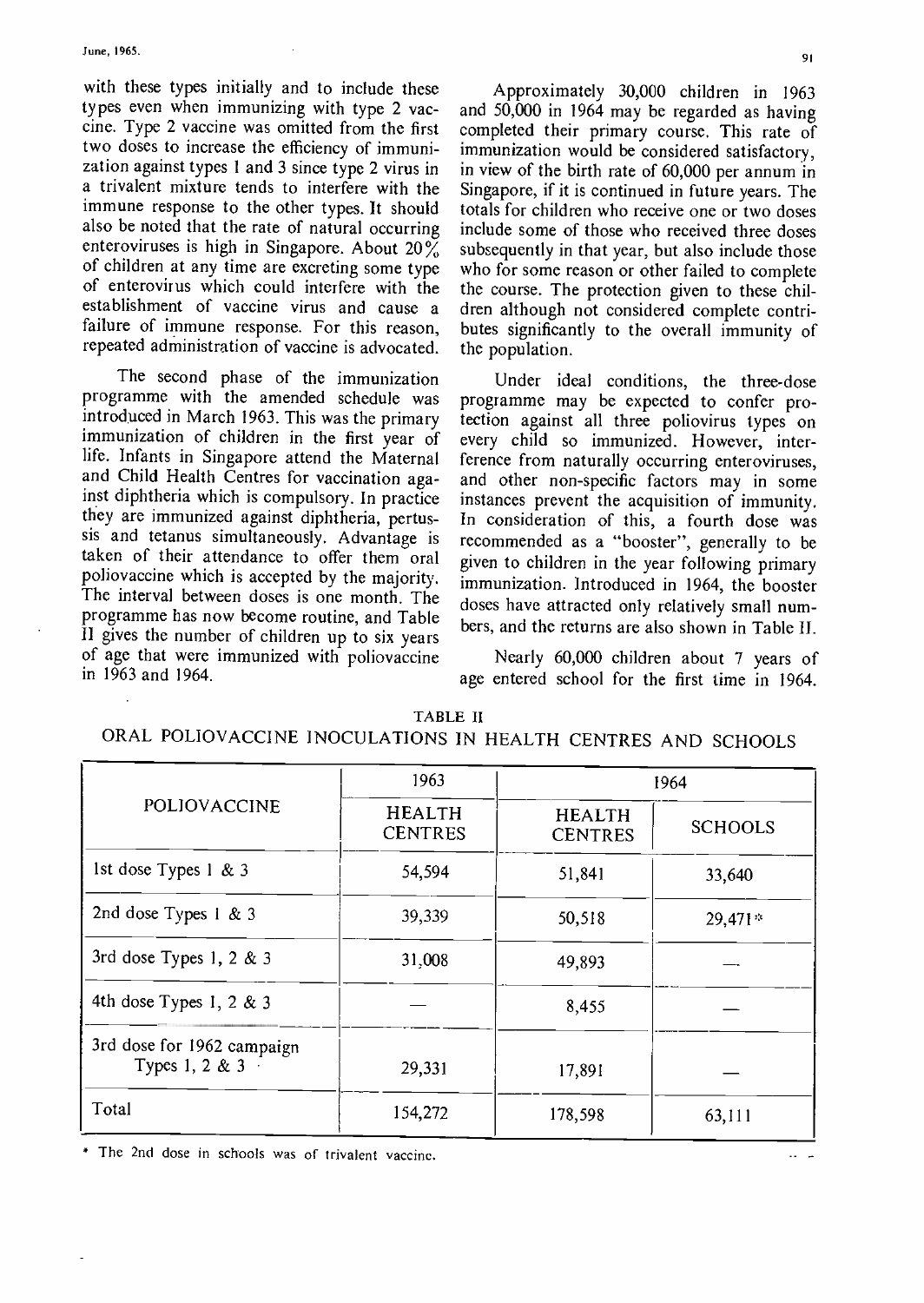with these types initially and to include these types even when immunizing with type 2 vaccine. Type 2 vaccine was omitted from the first two doses to increase the efficiency of immunization against types 1 and 3 since type 2 virus in a trivalent mixture tends to interfere with the immune response to the other types. It should also be noted that the rate of natural occurring enteroviruses is high in Singapore. About 20% of children at any time are excreting some type of enterovirus which could interfere with the establishment of vaccine virus and cause a failure of immune response. For this reason, repeated administration of vaccine is advocated.

The second phase of the immunization programme with the amended schedule was introduced in March 1963. This was the primary immunization of children in the first year of life. Infants in Singapore attend the Maternal and Child Health Centres for vaccination against diphtheria which is compulsory. In practice they are immunized against diphtheria, pertussis and tetanus simultaneously. Advantage is taken of their attendance to offer them oral poliovaccine which is accepted by the majority. The interval between doses is one month. The programme has now become routine, and Table II gives the number of children up to six years of age that were immunized with poliovaccine in 1963 and 1964.

Approximately 30,000 children in 1963 and 50,000 in 1964 may be regarded as having completed their primary course. This rate of immunization would be considered satisfactory, in view of the birth rate of 60,000 per annum in Singapore, if it is continued in future years. The totals for children who receive one or two doses include some of those who received three doses subsequently in that year, but also include those who for some reason or other failed to complete the course. The protection given to these children although not considered complete contributes significantly to the overall immunity of the population.

Under ideal conditions, the three-dose programme may be expected to confer protection against all three poliovirus types on every child so immunized. However, interference from naturally occurring enteroviruses, and other non-specific factors may in some instances prevent the acquisition of immunity. In consideration of this, a fourth dose was recommended as a "booster", generally to be given to children in the year following primary immunization. Introduced in 1964, the booster doses have attracted only relatively small numbers, and the returns are also shown in Table II.

Nearly 60,000 children about 7 years of age entered school for the first time in 1964.

TABLE II

ORAL POLIOVACCINE INOCULATIONS IN HEALTH CENTRES AND SCHOOLS

| POLIOVACCINE | 1963 | 1964 | |
|---|---|---|---|
| | HEALTH CENTRES | HEALTH CENTRES | SCHOOLS |
| 1st dose Types 1 & 3 | 54,594 | 51,841 | 33,640 |
| 2nd dose Types 1 & 3 | 39,339 | 50,518 | 29,471* |
| 3rd dose Types 1, 2 & 3 | 31,008 | 49,893 | — |
| 4th dose Types 1, 2 & 3 | — | 8,455 | — |
| 3rd dose for 1962 campaign Types 1, 2 & 3 | 29,331 | 17,891 | — |
| Total | 154,272 | 178,598 | 63,111 |

\* The 2nd dose in schools was of trivalent vaccine.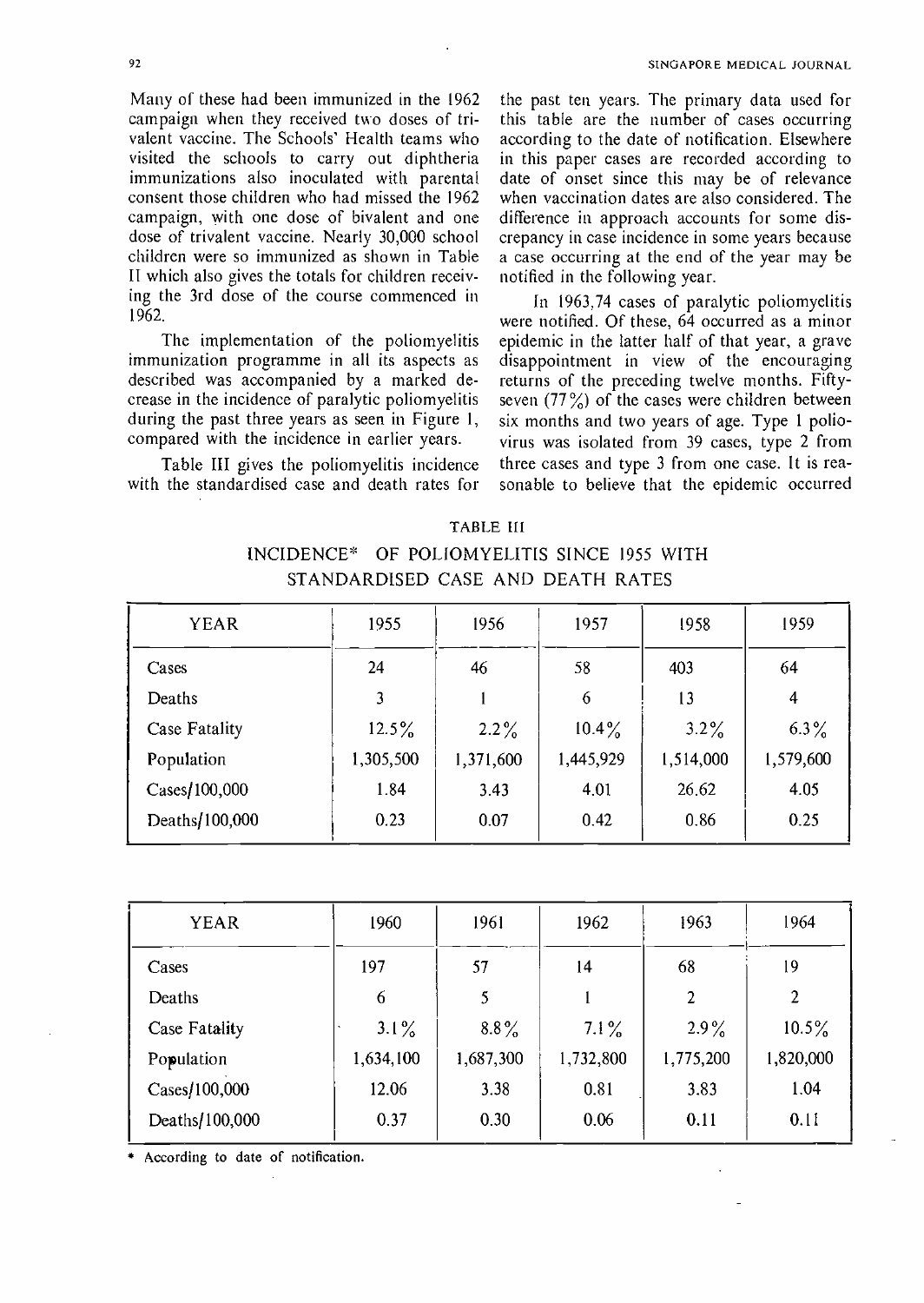Many of these had been immunized in the 1962 campaign when they received two doses of trivalent vaccine. The Schools' Health teams who visited the schools to carry out diphtheria immunizations also inoculated with parental consent those children who had missed the 1962 campaign, with one dose of bivalent and one dose of trivalent vaccine. Nearly 30,000 school children were so immunized as shown in Table II which also gives the totals for children receiving the 3rd dose of the course commenced in 1962.

The implementation of the poliomyelitis immunization programme in all its aspects as described was accompanied by a marked decrease in the incidence of paralytic poliomyelitis during the past three years as seen in Figure 1, compared with the incidence in earlier years.

Table III gives the poliomyelitis incidence with the standardised case and death rates for the past ten years. The primary data used for this table are the number of cases occurring according to the date of notification. Elsewhere in this paper cases are recorded according to date of onset since this may be of relevance when vaccination dates are also considered. The difference in approach accounts for some discrepancy in case incidence in some years because a case occurring at the end of the year may be notified in the following year.

In 1963,74 cases of paralytic poliomyelitis were notified. Of these, 64 occurred as a minor epidemic in the latter half of that year, a grave disappointment in view of the encouraging returns of the preceding twelve months. Fifty-seven (77%) of the cases were children between six months and two years of age. Type 1 poliovirus was isolated from 39 cases, type 2 from three cases and type 3 from one case. It is reasonable to believe that the epidemic occurred

TABLE III

INCIDENCE* OF POLIOMYELITIS SINCE 1955 WITH STANDARDISED CASE AND DEATH RATES

| YEAR | 1955 | 1956 | 1957 | 1958 | 1959 |
|---|---|---|---|---|---|
| Cases | 24 | 46 | 58 | 403 | 64 |
| Deaths | 3 | 1 | 6 | 13 | 4 |
| Case Fatality | 12.5% | 2.2% | 10.4% | 3.2% | 6.3% |
| Population | 1,305,500 | 1,371,600 | 1,445,929 | 1,514,000 | 1,579,600 |
| Cases/100,000 | 1.84 | 3.43 | 4.01 | 26.62 | 4.05 |
| Deaths/100,000 | 0.23 | 0.07 | 0.42 | 0.86 | 0.25 |

| YEAR | 1960 | 1961 | 1962 | 1963 | 1964 |
|---|---|---|---|---|---|
| Cases | 197 | 57 | 14 | 68 | 19 |
| Deaths | 6 | 5 | 1 | 2 | 2 |
| Case Fatality | 3.1% | 8.8% | 7.1% | 2.9% | 10.5% |
| Population | 1,634,100 | 1,687,300 | 1,732,800 | 1,775,200 | 1,820,000 |
| Cases/100,000 | 12.06 | 3.38 | 0.81 | 3.83 | 1.04 |
| Deaths/100,000 | 0.37 | 0.30 | 0.06 | 0.11 | 0.11 |

* According to date of notification.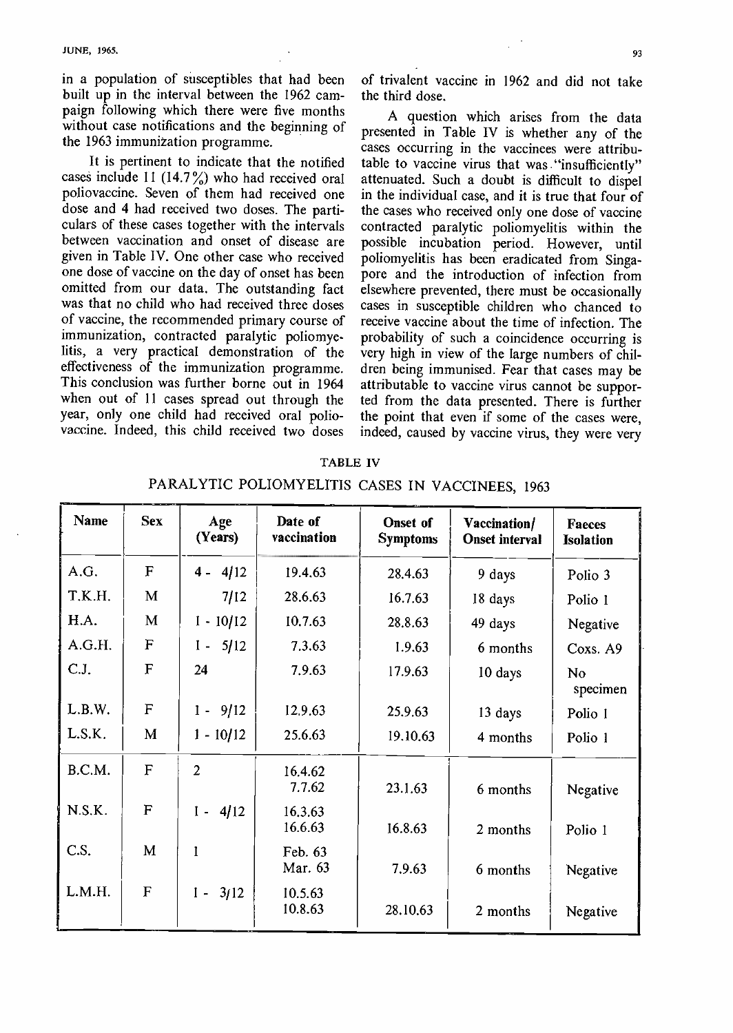in a population of susceptibles that had been built up in the interval between the 1962 campaign following which there were five months without case notifications and the beginning of the 1963 immunization programme.

It is pertinent to indicate that the notified cases include 11 (14.7%) who had received oral poliovaccine. Seven of them had received one dose and 4 had received two doses. The particulars of these cases together with the intervals between vaccination and onset of disease are given in Table IV. One other case who received one dose of vaccine on the day of onset has been omitted from our data. The outstanding fact was that no child who had received three doses of vaccine, the recommended primary course of immunization, contracted paralytic poliomyelitis, a very practical demonstration of the effectiveness of the immunization programme. This conclusion was further borne out in 1964 when out of 11 cases spread out through the year, only one child had received oral poliovaccine. Indeed, this child received two doses of trivalent vaccine in 1962 and did not take the third dose.

A question which arises from the data presented in Table IV is whether any of the cases occurring in the vaccinees were attributable to vaccine virus that was "insufficiently" attenuated. Such a doubt is difficult to dispel in the individual case, and it is true that four of the cases who received only one dose of vaccine contracted paralytic poliomyelitis within the possible incubation period. However, until poliomyelitis has been eradicated from Singapore and the introduction of infection from elsewhere prevented, there must be occasionally cases in susceptible children who chanced to receive vaccine about the time of infection. The probability of such a coincidence occurring is very high in view of the large numbers of children being immunised. Fear that cases may be attributable to vaccine virus cannot be supported from the data presented. There is further the point that even if some of the cases were, indeed, caused by vaccine virus, they were very

TABLE IV

PARALYTIC POLIOMYELITIS CASES IN VACCINEES, 1963

| Name | Sex | Age (Years) | Date of vaccination | Onset of Symptoms | Vaccination/ Onset interval | Faeces Isolation |
|---|---|---|---|---|---|---|
| A.G. | F | 4 - 4/12 | 19.4.63 | 28.4.63 | 9 days | Polio 3 |
| T.K.H. | M | 7/12 | 28.6.63 | 16.7.63 | 18 days | Polio 1 |
| H.A. | M | 1 - 10/12 | 10.7.63 | 28.8.63 | 49 days | Negative |
| A.G.H. | F | 1 - 5/12 | 7.3.63 | 1.9.63 | 6 months | Coxs. A9 |
| C.J. | F | 24 | 7.9.63 | 17.9.63 | 10 days | No specimen |
| L.B.W. | F | 1 - 9/12 | 12.9.63 | 25.9.63 | 13 days | Polio 1 |
| L.S.K. | M | 1 - 10/12 | 25.6.63 | 19.10.63 | 4 months | Polio 1 |
| B.C.M. | F | 2 | 16.4.62<br>7.7.62 | 23.1.63 | 6 months | Negative |
| N.S.K. | F | 1 - 4/12 | 16.3.63<br>16.6.63 | 16.8.63 | 2 months | Polio 1 |
| C.S. | M | 1 | Feb. 63<br>Mar. 63 | 7.9.63 | 6 months | Negative |
| L.M.H. | F | 1 - 3/12 | 10.5.63<br>10.8.63 | 28.10.63 | 2 months | Negative |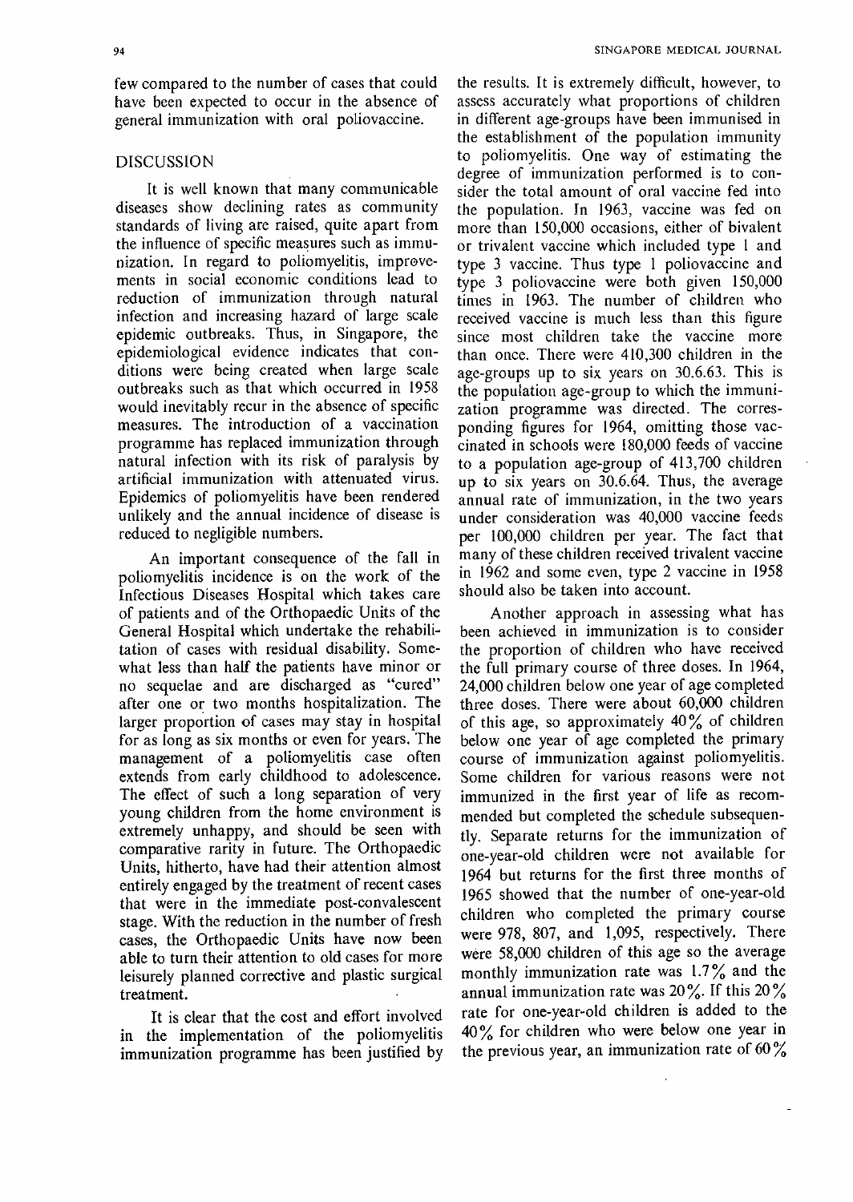few compared to the number of cases that could have been expected to occur in the absence of general immunization with oral poliovaccine.

## DISCUSSION

It is well known that many communicable diseases show declining rates as community standards of living are raised, quite apart from the influence of specific measures such as immunization. In regard to poliomyelitis, improvements in social economic conditions lead to reduction of immunization through natural infection and increasing hazard of large scale epidemic outbreaks. Thus, in Singapore, the epidemiological evidence indicates that conditions were being created when large scale outbreaks such as that which occurred in 1958 would inevitably recur in the absence of specific measures. The introduction of a vaccination programme has replaced immunization through natural infection with its risk of paralysis by artificial immunization with attenuated virus. Epidemics of poliomyelitis have been rendered unlikely and the annual incidence of disease is reduced to negligible numbers.

An important consequence of the fall in poliomyelitis incidence is on the work of the Infectious Diseases Hospital which takes care of patients and of the Orthopaedic Units of the General Hospital which undertake the rehabilitation of cases with residual disability. Somewhat less than half the patients have minor or no sequelae and are discharged as "cured" after one or two months hospitalization. The larger proportion of cases may stay in hospital for as long as six months or even for years. The management of a poliomyelitis case often extends from early childhood to adolescence. The effect of such a long separation of very young children from the home environment is extremely unhappy, and should be seen with comparative rarity in future. The Orthopaedic Units, hitherto, have had their attention almost entirely engaged by the treatment of recent cases that were in the immediate post-convalescent stage. With the reduction in the number of fresh cases, the Orthopaedic Units have now been able to turn their attention to old cases for more leisurely planned corrective and plastic surgical treatment.

It is clear that the cost and effort involved in the implementation of the poliomyelitis immunization programme has been justified by the results. It is extremely difficult, however, to assess accurately what proportions of children in different age-groups have been immunised in the establishment of the population immunity to poliomyelitis. One way of estimating the degree of immunization performed is to consider the total amount of oral vaccine fed into the population. In 1963, vaccine was fed on more than 150,000 occasions, either of bivalent or trivalent vaccine which included type 1 and type 3 vaccine. Thus type 1 poliovaccine and type 3 poliovaccine were both given 150,000 times in 1963. The number of children who received vaccine is much less than this figure since most children take the vaccine more than once. There were 410,300 children in the age-groups up to six years on 30.6.63. This is the population age-group to which the immunization programme was directed. The corresponding figures for 1964, omitting those vaccinated in schools were 180,000 feeds of vaccine to a population age-group of 413,700 children up to six years on 30.6.64. Thus, the average annual rate of immunization, in the two years under consideration was 40,000 vaccine feeds per 100,000 children per year. The fact that many of these children received trivalent vaccine in 1962 and some even, type 2 vaccine in 1958 should also be taken into account.

Another approach in assessing what has been achieved in immunization is to consider the proportion of children who have received the full primary course of three doses. In 1964, 24,000 children below one year of age completed three doses. There were about 60,000 children of this age, so approximately 40% of children below one year of age completed the primary course of immunization against poliomyelitis. Some children for various reasons were not immunized in the first year of life as recommended but completed the schedule subsequently. Separate returns for the immunization of one-year-old children were not available for 1964 but returns for the first three months of 1965 showed that the number of one-year-old children who completed the primary course were 978, 807, and 1,095, respectively. There were 58,000 children of this age so the average monthly immunization rate was 1.7% and the annual immunization rate was 20%. If this 20% rate for one-year-old children is added to the 40% for children who were below one year in the previous year, an immunization rate of 60%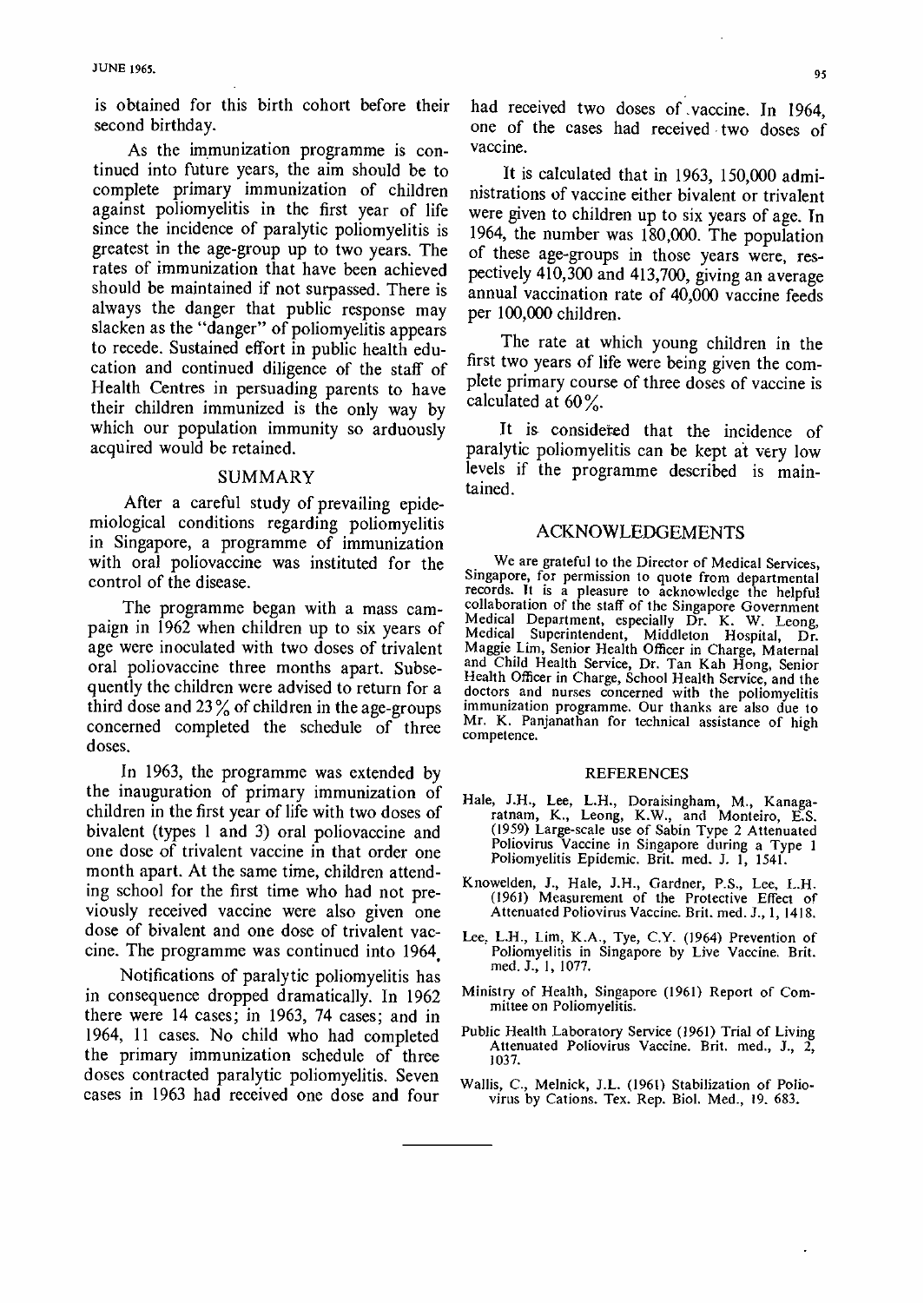is obtained for this birth cohort before their second birthday.

As the immunization programme is continued into future years, the aim should be to complete primary immunization of children against poliomyelitis in the first year of life since the incidence of paralytic poliomyelitis is greatest in the age-group up to two years. The rates of immunization that have been achieved should be maintained if not surpassed. There is always the danger that public response may slacken as the "danger" of poliomyelitis appears to recede. Sustained effort in public health education and continued diligence of the staff of Health Centres in persuading parents to have their children immunized is the only way by which our population immunity so arduously acquired would be retained.

## SUMMARY

After a careful study of prevailing epidemiological conditions regarding poliomyelitis in Singapore, a programme of immunization with oral poliovaccine was instituted for the control of the disease.

The programme began with a mass campaign in 1962 when children up to six years of age were inoculated with two doses of trivalent oral poliovaccine three months apart. Subsequently the children were advised to return for a third dose and 23% of children in the age-groups concerned completed the schedule of three doses.

In 1963, the programme was extended by the inauguration of primary immunization of children in the first year of life with two doses of bivalent (types 1 and 3) oral poliovaccine and one dose of trivalent vaccine in that order one month apart. At the same time, children attending school for the first time who had not previously received vaccine were also given one dose of bivalent and one dose of trivalent vaccine. The programme was continued into 1964.

Notifications of paralytic poliomyelitis has in consequence dropped dramatically. In 1962 there were 14 cases; in 1963, 74 cases; and in 1964, 11 cases. No child who had completed the primary immunization schedule of three doses contracted paralytic poliomyelitis. Seven cases in 1963 had received one dose and four had received two doses of vaccine. In 1964, one of the cases had received two doses of vaccine.

It is calculated that in 1963, 150,000 administrations of vaccine either bivalent or trivalent were given to children up to six years of age. In 1964, the number was 180,000. The population of these age-groups in those years were, respectively 410,300 and 413,700, giving an average annual vaccination rate of 40,000 vaccine feeds per 100,000 children.

The rate at which young children in the first two years of life were being given the complete primary course of three doses of vaccine is calculated at 60%.

It is considered that the incidence of paralytic poliomyelitis can be kept at very low levels if the programme described is maintained.

## ACKNOWLEDGEMENTS

We are grateful to the Director of Medical Services, Singapore, for permission to quote from departmental records. It is a pleasure to acknowledge the helpful collaboration of the staff of the Singapore Government Medical Department, especially Dr. K. W. Leong, Medical Superintendent, Middleton Hospital, Dr. Maggie Lim, Senior Health Officer in Charge, Maternal and Child Health Service, Dr. Tan Kah Hong, Senior Health Officer in Charge, School Health Service, and the doctors and nurses concerned with the poliomyelitis immunization programme. Our thanks are also due to Mr. K. Panjanathan for technical assistance of high competence.

## REFERENCES

Hale, J.H., Lee, L.H., Doraisingham, M., Kanagaratnam, K., Leong, K.W., and Monteiro, E.S. (1959) Large-scale use of Sabin Type 2 Attenuated Poliovirus Vaccine in Singapore during a Type 1 Poliomyelitis Epidemic. Brit. med. J. 1, 1541.

Knowelden, J., Hale, J.H., Gardner, P.S., Lee, L.H. (1961) Measurement of the Protective Effect of Attenuated Poliovirus Vaccine. Brit. med. J., 1, 1418.

Lee, L.H., Lim, K.A., Tye, C.Y. (1964) Prevention of Poliomyelitis in Singapore by Live Vaccine. Brit. med. J., 1, 1077.

Ministry of Health, Singapore (1961) Report of Committee on Poliomyelitis.

Public Health Laboratory Service (1961) Trial of Living Attenuated Poliovirus Vaccine. Brit. med., J., 2, 1037.

Wallis, C., Melnick, J.L. (1961) Stabilization of Poliovirus by Cations. Tex. Rep. Biol. Med., 19. 683.